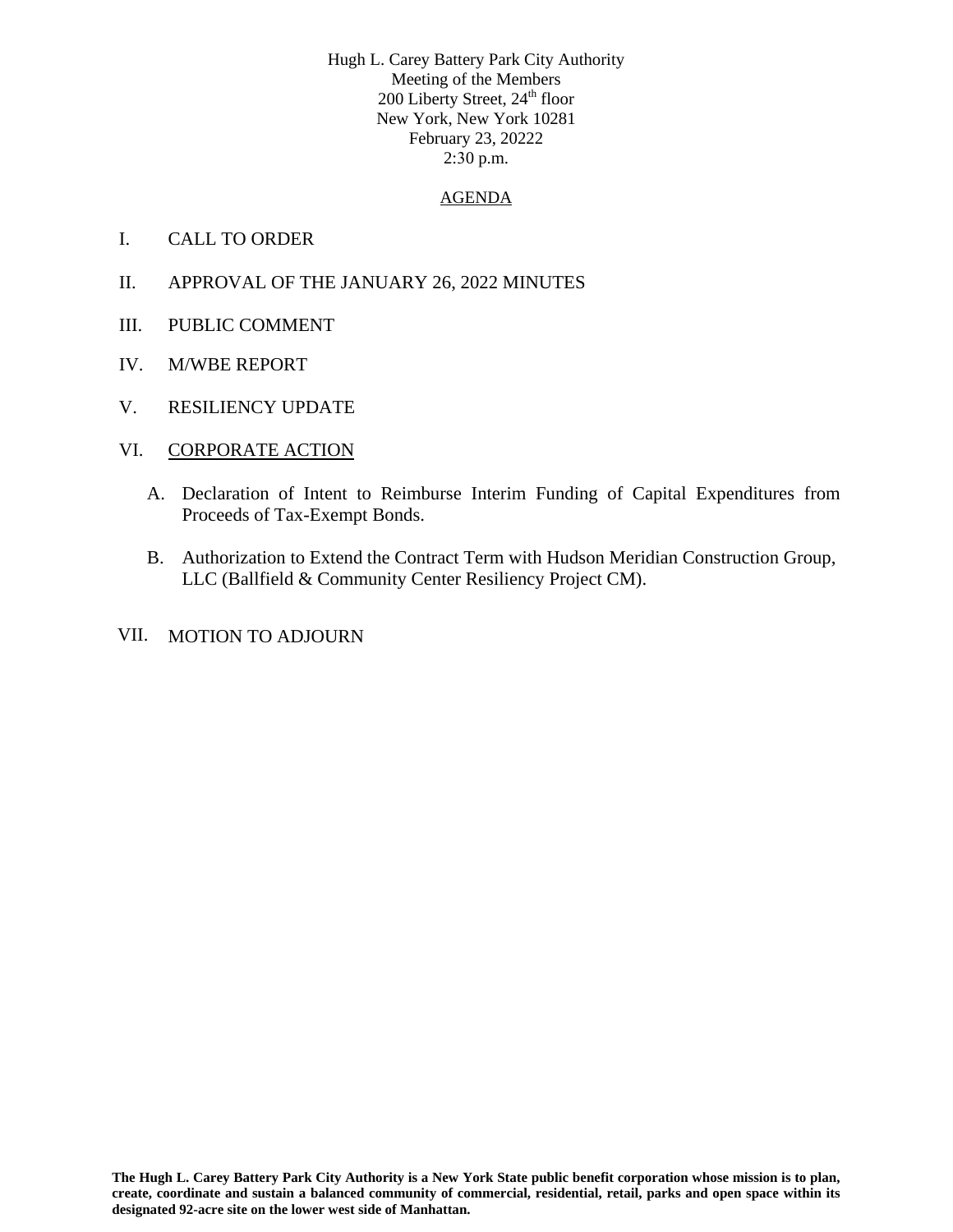Hugh L. Carey Battery Park City Authority
Meeting of the Members
200 Liberty Street, 24th floor
New York, New York 10281
February 23, 20222
2:30 p.m.

## AGENDA

I. CALL TO ORDER

II. APPROVAL OF THE JANUARY 26, 2022 MINUTES

III. PUBLIC COMMENT

IV. M/WBE REPORT

V. RESILIENCY UPDATE

VI. CORPORATE ACTION

A. Declaration of Intent to Reimburse Interim Funding of Capital Expenditures from Proceeds of Tax-Exempt Bonds.

B. Authorization to Extend the Contract Term with Hudson Meridian Construction Group, LLC (Ballfield & Community Center Resiliency Project CM).

VII. MOTION TO ADJOURN

**The Hugh L. Carey Battery Park City Authority is a New York State public benefit corporation whose mission is to plan, create, coordinate and sustain a balanced community of commercial, residential, retail, parks and open space within its designated 92-acre site on the lower west side of Manhattan.**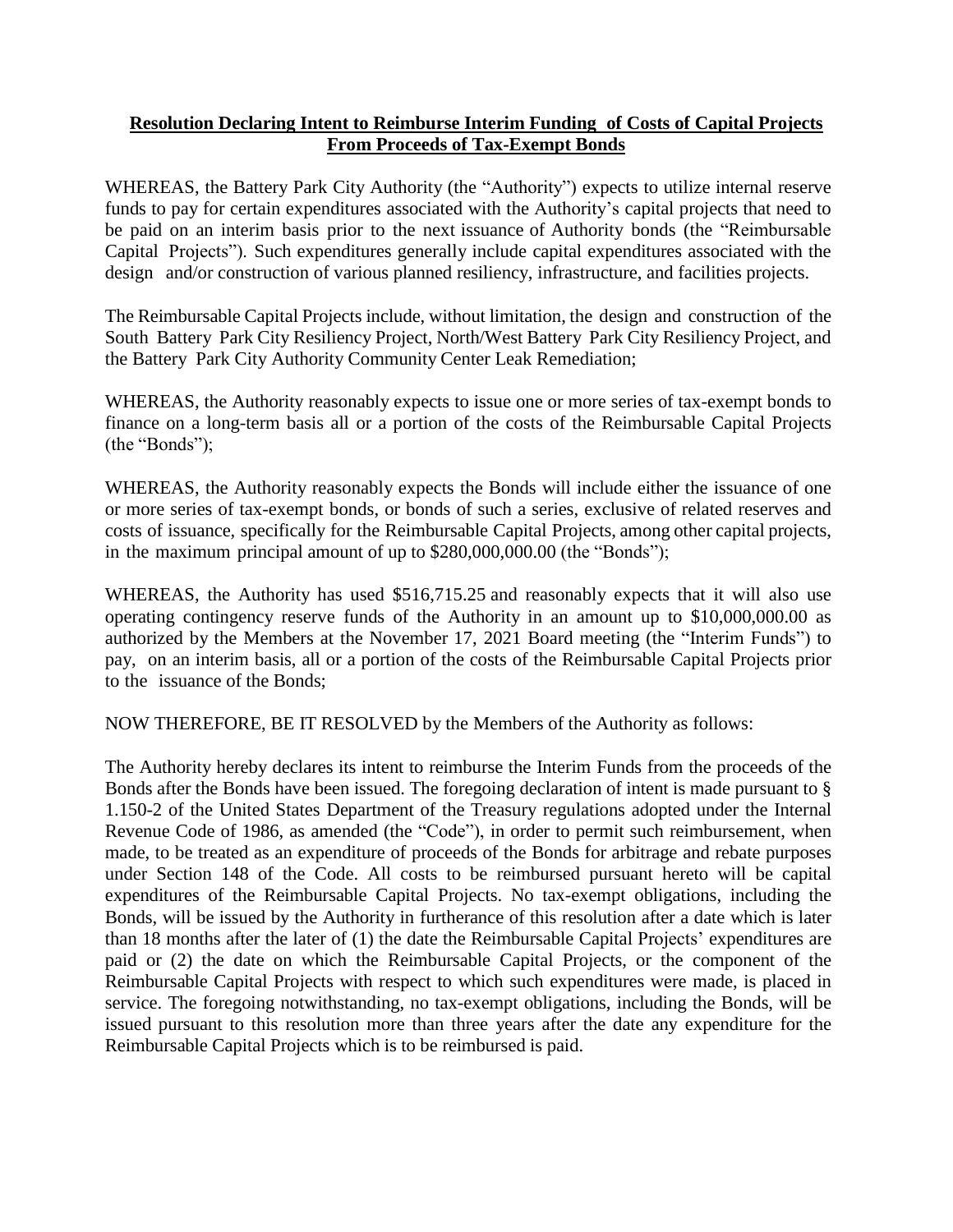**Resolution Declaring Intent to Reimburse Interim Funding of Costs of Capital Projects From Proceeds of Tax-Exempt Bonds**

WHEREAS, the Battery Park City Authority (the "Authority") expects to utilize internal reserve funds to pay for certain expenditures associated with the Authority's capital projects that need to be paid on an interim basis prior to the next issuance of Authority bonds (the "Reimbursable Capital Projects"). Such expenditures generally include capital expenditures associated with the design and/or construction of various planned resiliency, infrastructure, and facilities projects.

The Reimbursable Capital Projects include, without limitation, the design and construction of the South Battery Park City Resiliency Project, North/West Battery Park City Resiliency Project, and the Battery Park City Authority Community Center Leak Remediation;

WHEREAS, the Authority reasonably expects to issue one or more series of tax-exempt bonds to finance on a long-term basis all or a portion of the costs of the Reimbursable Capital Projects (the "Bonds");

WHEREAS, the Authority reasonably expects the Bonds will include either the issuance of one or more series of tax-exempt bonds, or bonds of such a series, exclusive of related reserves and costs of issuance, specifically for the Reimbursable Capital Projects, among other capital projects, in the maximum principal amount of up to $280,000,000.00 (the "Bonds");

WHEREAS, the Authority has used $516,715.25 and reasonably expects that it will also use operating contingency reserve funds of the Authority in an amount up to $10,000,000.00 as authorized by the Members at the November 17, 2021 Board meeting (the "Interim Funds") to pay, on an interim basis, all or a portion of the costs of the Reimbursable Capital Projects prior to the issuance of the Bonds;

NOW THEREFORE, BE IT RESOLVED by the Members of the Authority as follows:

The Authority hereby declares its intent to reimburse the Interim Funds from the proceeds of the Bonds after the Bonds have been issued. The foregoing declaration of intent is made pursuant to § 1.150-2 of the United States Department of the Treasury regulations adopted under the Internal Revenue Code of 1986, as amended (the "Code"), in order to permit such reimbursement, when made, to be treated as an expenditure of proceeds of the Bonds for arbitrage and rebate purposes under Section 148 of the Code. All costs to be reimbursed pursuant hereto will be capital expenditures of the Reimbursable Capital Projects. No tax-exempt obligations, including the Bonds, will be issued by the Authority in furtherance of this resolution after a date which is later than 18 months after the later of (1) the date the Reimbursable Capital Projects' expenditures are paid or (2) the date on which the Reimbursable Capital Projects, or the component of the Reimbursable Capital Projects with respect to which such expenditures were made, is placed in service. The foregoing notwithstanding, no tax-exempt obligations, including the Bonds, will be issued pursuant to this resolution more than three years after the date any expenditure for the Reimbursable Capital Projects which is to be reimbursed is paid.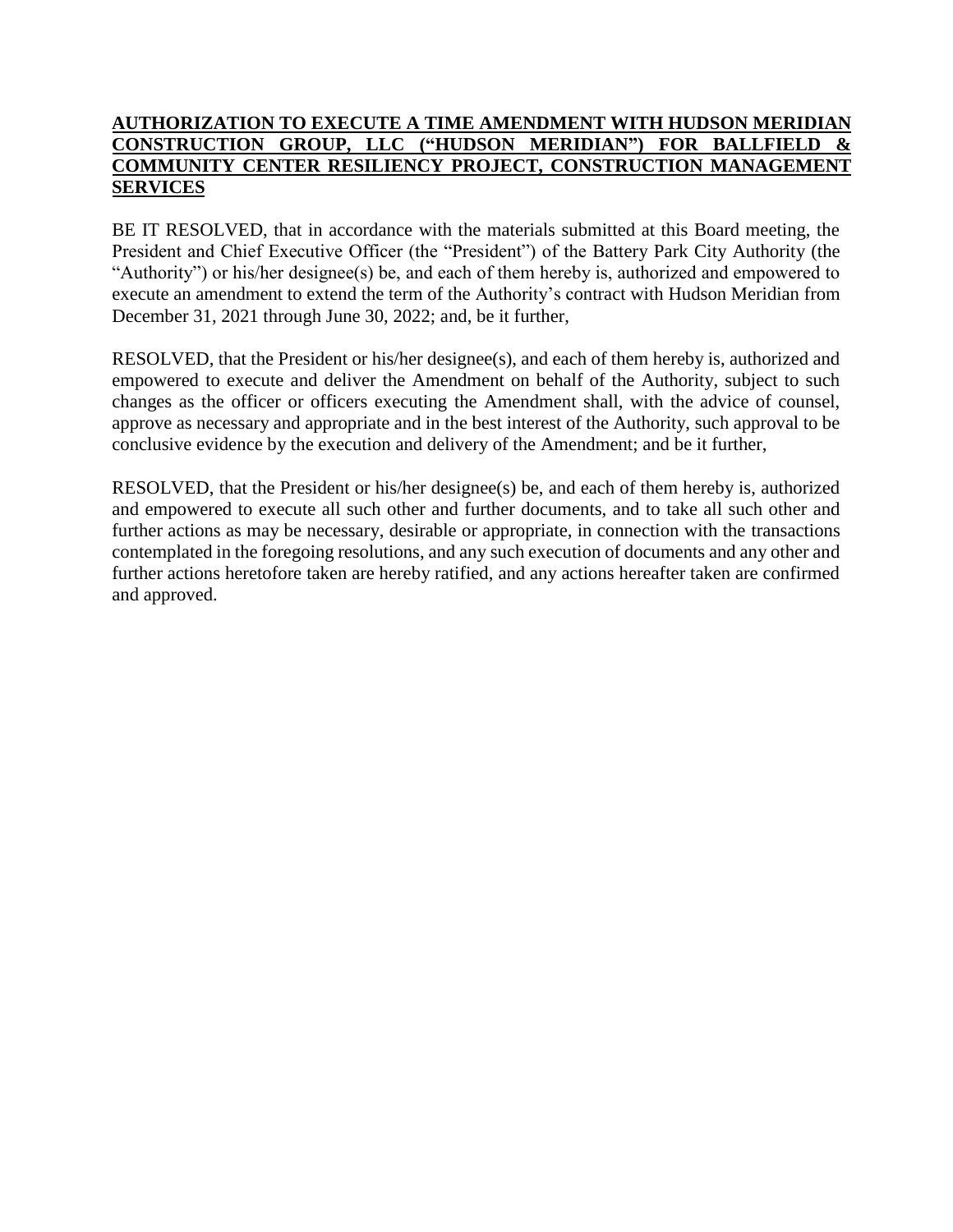**AUTHORIZATION TO EXECUTE A TIME AMENDMENT WITH HUDSON MERIDIAN CONSTRUCTION GROUP, LLC ("HUDSON MERIDIAN") FOR BALLFIELD & COMMUNITY CENTER RESILIENCY PROJECT, CONSTRUCTION MANAGEMENT SERVICES**

BE IT RESOLVED, that in accordance with the materials submitted at this Board meeting, the President and Chief Executive Officer (the "President") of the Battery Park City Authority (the "Authority") or his/her designee(s) be, and each of them hereby is, authorized and empowered to execute an amendment to extend the term of the Authority's contract with Hudson Meridian from December 31, 2021 through June 30, 2022; and, be it further,

RESOLVED, that the President or his/her designee(s), and each of them hereby is, authorized and empowered to execute and deliver the Amendment on behalf of the Authority, subject to such changes as the officer or officers executing the Amendment shall, with the advice of counsel, approve as necessary and appropriate and in the best interest of the Authority, such approval to be conclusive evidence by the execution and delivery of the Amendment; and be it further,

RESOLVED, that the President or his/her designee(s) be, and each of them hereby is, authorized and empowered to execute all such other and further documents, and to take all such other and further actions as may be necessary, desirable or appropriate, in connection with the transactions contemplated in the foregoing resolutions, and any such execution of documents and any other and further actions heretofore taken are hereby ratified, and any actions hereafter taken are confirmed and approved.